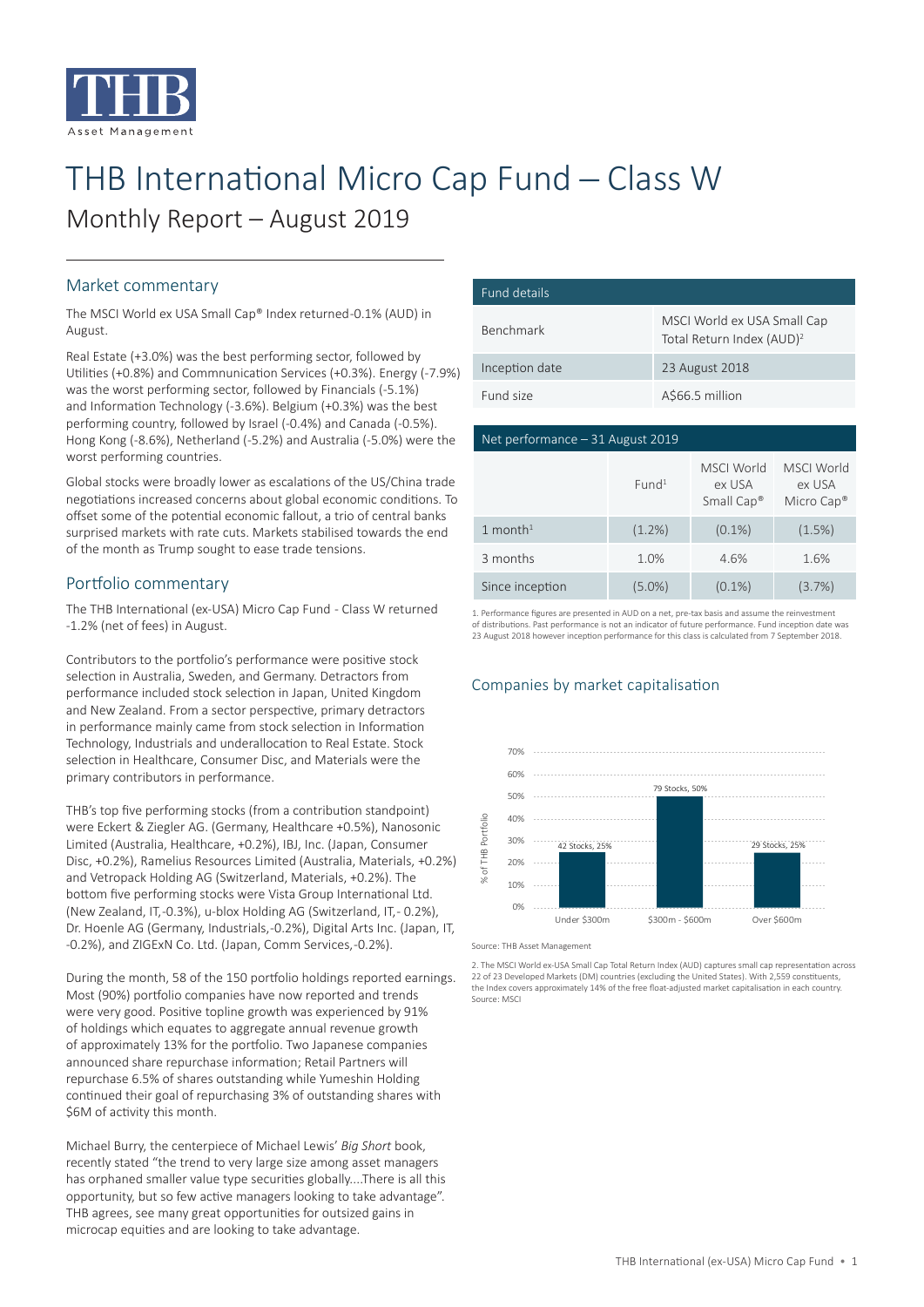# THB International Micro Cap Fund – Class W

## Monthly Report – August 2019

## Market commentary

The MSCI World ex USA Small Cap® Index returned-0.1% (AUD) in August.

Real Estate (+3.0%) was the best performing sector, followed by Utilities (+0.8%) and Commnunication Services (+0.3%). Energy (-7.9%) was the worst performing sector, followed by Financials (-5.1%) and Information Technology (-3.6%). Belgium (+0.3%) was the best performing country, followed by Israel (-0.4%) and Canada (-0.5%). Hong Kong (-8.6%), Netherland (-5.2%) and Australia (-5.0%) were the worst performing countries.

Global stocks were broadly lower as escalations of the US/China trade negotiations increased concerns about global economic conditions. To offset some of the potential economic fallout, a trio of central banks surprised markets with rate cuts. Markets stabilised towards the end of the month as Trump sought to ease trade tensions.

## Portfolio commentary

The THB International (ex-USA) Micro Cap Fund - Class W returned -1.2% (net of fees) in August.

Contributors to the portfolio's performance were positive stock selection in Australia, Sweden, and Germany. Detractors from performance included stock selection in Japan, United Kingdom and New Zealand. From a sector perspective, primary detractors in performance mainly came from stock selection in Information Technology, Industrials and underallocation to Real Estate. Stock selection in Healthcare, Consumer Disc, and Materials were the primary contributors in performance.

THB's top five performing stocks (from a contribution standpoint) were Eckert & Ziegler AG. (Germany, Healthcare +0.5%), Nanosonic Limited (Australia, Healthcare, +0.2%), IBJ, Inc. (Japan, Consumer Disc, +0.2%), Ramelius Resources Limited (Australia, Materials, +0.2%) and Vetropack Holding AG (Switzerland, Materials, +0.2%). The bottom five performing stocks were Vista Group International Ltd. (New Zealand, IT,-0.3%), u-blox Holding AG (Switzerland, IT,- 0.2%), Dr. Hoenle AG (Germany, Industrials,-0.2%), Digital Arts Inc. (Japan, IT, -0.2%), and ZIGExN Co. Ltd. (Japan, Comm Services,-0.2%).

During the month, 58 of the 150 portfolio holdings reported earnings. Most (90%) portfolio companies have now reported and trends were very good. Positive topline growth was experienced by 91% of holdings which equates to aggregate annual revenue growth of approximately 13% for the portfolio. Two Japanese companies announced share repurchase information; Retail Partners will repurchase 6.5% of shares outstanding while Yumeshin Holding continued their goal of repurchasing 3% of outstanding shares with $6M of activity this month.

Michael Burry, the centerpiece of Michael Lewis' *Big Short* book, recently stated "the trend to very large size among asset managers has orphaned smaller value type securities globally....There is all this opportunity, but so few active managers looking to take advantage". THB agrees, see many great opportunities for outsized gains in microcap equities and are looking to take advantage.

| Fund details | |
|---|---|
| Benchmark | MSCI World ex USA Small Cap Total Return Index (AUD)[2] |
| Inception date | 23 August 2018 |
| Fund size | A$66.5 million |

| Net performance – 31 August 2019 | Fund[1] | MSCI World ex USA Small Cap® | MSCI World ex USA Micro Cap® |
|---|---|---|---|
| 1 month[1] | (1.2%) | (0.1%) | (1.5%) |
| 3 months | 1.0% | 4.6% | 1.6% |
| Since inception | (5.0%) | (0.1%) | (3.7%) |

1. Performance figures are presented in AUD on a net, pre-tax basis and assume the reinvestment of distributions. Past performance is not an indicator of future performance. Fund inception date was 23 August 2018 however inception performance for this class is calculated from 7 September 2018.

## Companies by market capitalisation

| Market capitalisation | % of THB Portfolio |
|---|---|
| Under $300m | 42 Stocks, 25% |
| $300m - $600m | 79 Stocks, 50% |
| Over $600m | 29 Stocks, 25% |

Source: THB Asset Management

2. The MSCI World ex-USA Small Cap Total Return Index (AUD) captures small cap representation across 22 of 23 Developed Markets (DM) countries (excluding the United States). With 2,559 constituents, the Index covers approximately 14% of the free float-adjusted market capitalisation in each country. Source: MSCI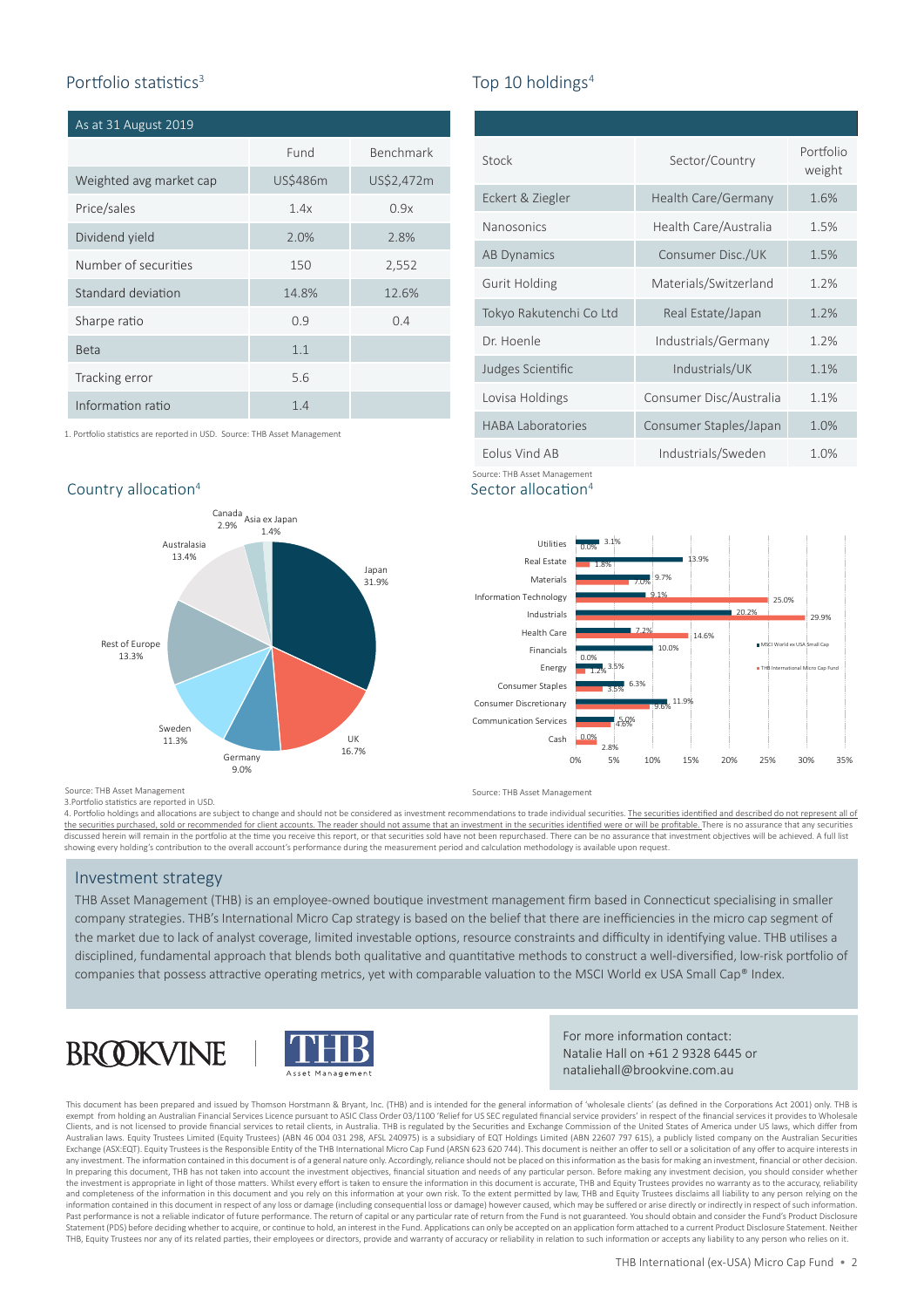## Portfolio statistics[3]

| As at 31 August 2019 | Fund | Benchmark |
|---|---|---|
| Weighted avg market cap | US$486m | US$2,472m |
| Price/sales | 1.4x | 0.9x |
| Dividend yield | 2.0% | 2.8% |
| Number of securities | 150 | 2,552 |
| Standard deviation | 14.8% | 12.6% |
| Sharpe ratio | 0.9 | 0.4 |
| Beta | 1.1 | |
| Tracking error | 5.6 | |
| Information ratio | 1.4 | |

1. Portfolio statistics are reported in USD. Source: THB Asset Management

## Top 10 holdings[4]

| Stock | Sector/Country | Portfolio weight |
|---|---|---|
| Eckert & Ziegler | Health Care/Germany | 1.6% |
| Nanosonics | Health Care/Australia | 1.5% |
| AB Dynamics | Consumer Disc./UK | 1.5% |
| Gurit Holding | Materials/Switzerland | 1.2% |
| Tokyo Rakutenchi Co Ltd | Real Estate/Japan | 1.2% |
| Dr. Hoenle | Industrials/Germany | 1.2% |
| Judges Scientific | Industrials/UK | 1.1% |
| Lovisa Holdings | Consumer Disc/Australia | 1.1% |
| HABA Laboratories | Consumer Staples/Japan | 1.0% |
| Eolus Vind AB | Industrials/Sweden | 1.0% |

Source: THB Asset Management

## Country allocation[4]

Japan 31.9%
UK 16.7%
Germany 9.0%
Sweden 11.3%
Rest of Europe 13.3%
Australasia 13.4%
Canada 2.9%
Asia ex Japan 1.4%

Source: THB Asset Management

## Sector allocation[4]

MSCI World ex USA Small Cap
THB International Micro Cap Fund

Utilities 3.1% 0.0%
Real Estate 13.9% 1.8%
Materials 9.7% 7.0%
Information Technology 9.1% 25.0%
Industrials 20.2% 29.9%
Health Care 7.2% 14.6%
Financials 10.0% 0.0%
Energy 3.5% 1.2%
Consumer Staples 6.3% 3.5%
Consumer Discretionary 11.9% 9.6%
Communication Services 5.0% 4.6%
Cash 0.0% 2.8%

0% 5% 10% 15% 20% 25% 30% 35%

Source: THB Asset Management

3.Portfolio statistics are reported in USD.
4. Portfolio holdings and allocations are subject to change and should not be considered as investment recommendations to trade individual securities. The securities identified and described do not represent all of the securities purchased, sold or recommended for client accounts. The reader should not assume that an investment in the securities identified were or will be profitable. There is no assurance that any securities discussed herein will remain in the portfolio at the time you receive this report, or that securities sold have not been repurchased. There can be no assurance that investment objectives will be achieved. A full list showing every holding's contribution to the overall account's performance during the measurement period and calculation methodology is available upon request.

## Investment strategy

THB Asset Management (THB) is an employee-owned boutique investment management firm based in Connecticut specialising in smaller company strategies. THB's International Micro Cap strategy is based on the belief that there are inefficiencies in the micro cap segment of the market due to lack of analyst coverage, limited investable options, resource constraints and difficulty in identifying value. THB utilises a disciplined, fundamental approach that blends both qualitative and quantitative methods to construct a well-diversified, low-risk portfolio of companies that possess attractive operating metrics, yet with comparable valuation to the MSCI World ex USA Small Cap® Index.

BROOKVINE | THB Asset Management

For more information contact:
Natalie Hall on +61 2 9328 6445 or
nataliehall@brookvine.com.au

This document has been prepared and issued by Thomson Horstmann & Bryant, Inc. (THB) and is intended for the general information of 'wholesale clients' (as defined in the Corporations Act 2001) only. THB is exempt from holding an Australian Financial Services Licence pursuant to ASIC Class Order 03/1100 'Relief for US SEC regulated financial service providers' in respect of the financial services it provides to Wholesale Clients, and is not licensed to provide financial services to retail clients, in Australia. THB is regulated by the Securities and Exchange Commission of the United States of America under US laws, which differ from Australian laws. Equity Trustees Limited (Equity Trustees) (ABN 46 004 031 298, AFSL 240975) is a subsidiary of EQT Holdings Limited (ABN 22607 797 615), a publicly listed company on the Australian Securities Exchange (ASX:EQT). Equity Trustees is the Responsible Entity of the THB International Micro Cap Fund (ARSN 623 620 744). This document is neither an offer to sell or a solicitation of any offer to acquire interests in any investment. The information contained in this document is of a general nature only. Accordingly, reliance should not be placed on this information as the basis for making an investment, financial or other decision. In preparing this document, THB has not taken into account the investment objectives, financial situation and needs of any particular person. Before making any investment decision, you should consider whether the investment is appropriate in light of those matters. Whilst every effort is taken to ensure the information in this document is accurate, THB and Equity Trustees provides no warranty as to the accuracy, reliability and completeness of the information in this document and you rely on this information at your own risk. To the extent permitted by law, THB and Equity Trustees disclaims all liability to any person relying on the information contained in this document in respect of any loss or damage (including consequential loss or damage) however caused, which may be suffered or arise directly or indirectly in respect of such information. Past performance is not a reliable indicator of future performance. The return of capital or any particular rate of return from the Fund is not guaranteed. You should obtain and consider the Fund's Product Disclosure Statement (PDS) before deciding whether to acquire, or continue to hold, an interest in the Fund. Applications can only be accepted on an application form attached to a current Product Disclosure Statement. Neither THB, Equity Trustees nor any of its related parties, their employees or directors, provide and warranty of accuracy or reliability in relation to such information or accepts any liability to any person who relies on it.